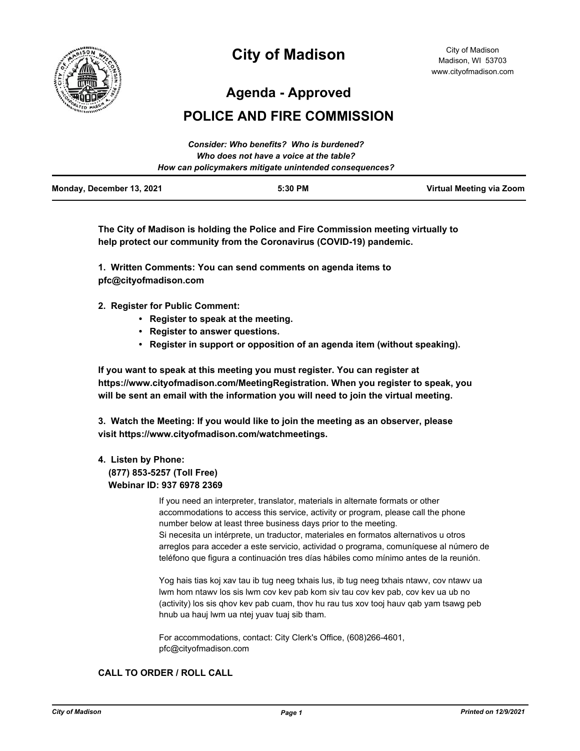# City of Madison

City of Madison
Madison, WI 53703
www.cityofmadison.com

## Agenda - Approved

## POLICE AND FIRE COMMISSION

*Consider: Who benefits? Who is burdened?*
*Who does not have a voice at the table?*
*How can policymakers mitigate unintended consequences?*

**Monday, December 13, 2021** | **5:30 PM** | **Virtual Meeting via Zoom**

**The City of Madison is holding the Police and Fire Commission meeting virtually to help protect our community from the Coronavirus (COVID-19) pandemic.**

**1. Written Comments: You can send comments on agenda items to pfc@cityofmadison.com**

**2. Register for Public Comment:**

- **Register to speak at the meeting.**
- **Register to answer questions.**
- **Register in support or opposition of an agenda item (without speaking).**

**If you want to speak at this meeting you must register. You can register at https://www.cityofmadison.com/MeetingRegistration. When you register to speak, you will be sent an email with the information you will need to join the virtual meeting.**

**3. Watch the Meeting: If you would like to join the meeting as an observer, please visit https://www.cityofmadison.com/watchmeetings.**

**4. Listen by Phone:**
**(877) 853-5257 (Toll Free)**
**Webinar ID: 937 6978 2369**

If you need an interpreter, translator, materials in alternate formats or other accommodations to access this service, activity or program, please call the phone number below at least three business days prior to the meeting.
Si necesita un intérprete, un traductor, materiales en formatos alternativos u otros arreglos para acceder a este servicio, actividad o programa, comuníquese al número de teléfono que figura a continuación tres días hábiles como mínimo antes de la reunión.

Yog hais tias koj xav tau ib tug neeg txhais lus, ib tug neeg txhais ntawv, cov ntawv ua lwm hom ntawv los sis lwm cov kev pab kom siv tau cov kev pab, cov kev ua ub no (activity) los sis qhov kev pab cuam, thov hu rau tus xov tooj hauv qab yam tsawg peb hnub ua hauj lwm ua ntej yuav tuaj sib tham.

For accommodations, contact: City Clerk's Office, (608)266-4601, pfc@cityofmadison.com

### CALL TO ORDER / ROLL CALL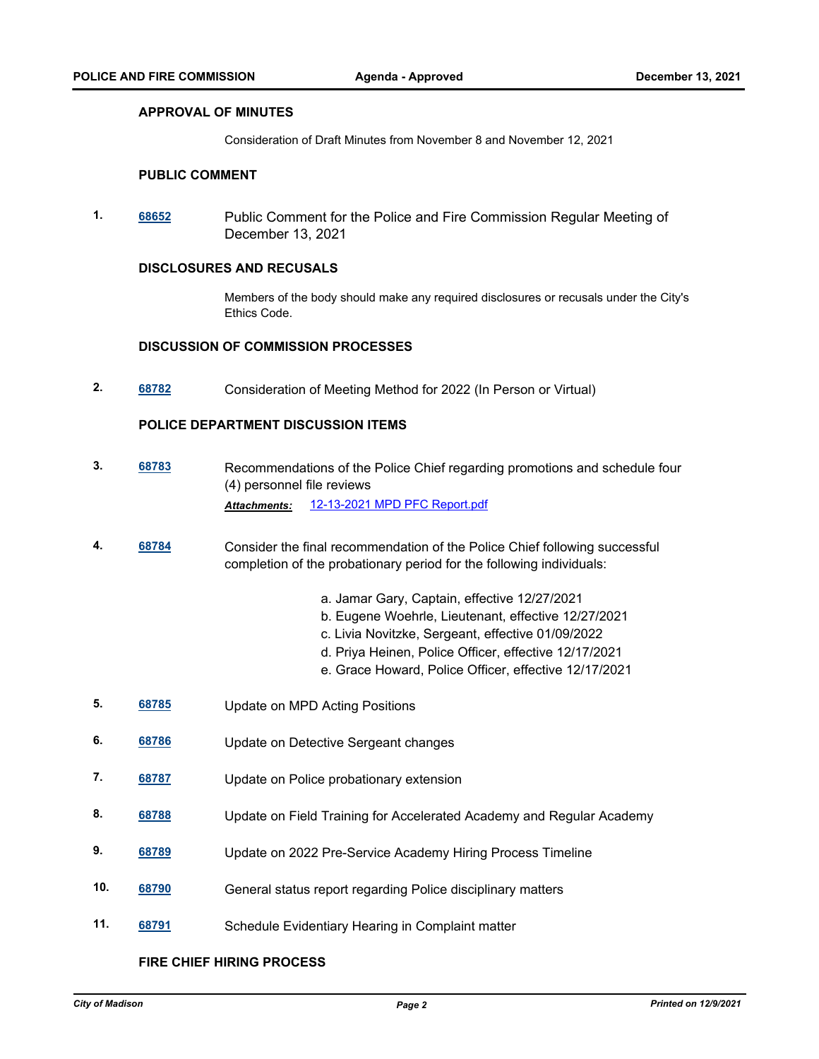## APPROVAL OF MINUTES

Consideration of Draft Minutes from November 8 and November 12, 2021

## PUBLIC COMMENT

1. **68652** Public Comment for the Police and Fire Commission Regular Meeting of December 13, 2021

## DISCLOSURES AND RECUSALS

Members of the body should make any required disclosures or recusals under the City's Ethics Code.

## DISCUSSION OF COMMISSION PROCESSES

2. **68782** Consideration of Meeting Method for 2022 (In Person or Virtual)

## POLICE DEPARTMENT DISCUSSION ITEMS

3. **68783** Recommendations of the Police Chief regarding promotions and schedule four (4) personnel file reviews

   ***Attachments:*** 12-13-2021 MPD PFC Report.pdf

4. **68784** Consider the final recommendation of the Police Chief following successful completion of the probationary period for the following individuals:

   a. Jamar Gary, Captain, effective 12/27/2021
   b. Eugene Woehrle, Lieutenant, effective 12/27/2021
   c. Livia Novitzke, Sergeant, effective 01/09/2022
   d. Priya Heinen, Police Officer, effective 12/17/2021
   e. Grace Howard, Police Officer, effective 12/17/2021

5. **68785** Update on MPD Acting Positions

6. **68786** Update on Detective Sergeant changes

7. **68787** Update on Police probationary extension

8. **68788** Update on Field Training for Accelerated Academy and Regular Academy

9. **68789** Update on 2022 Pre-Service Academy Hiring Process Timeline

10. **68790** General status report regarding Police disciplinary matters

11. **68791** Schedule Evidentiary Hearing in Complaint matter

## FIRE CHIEF HIRING PROCESS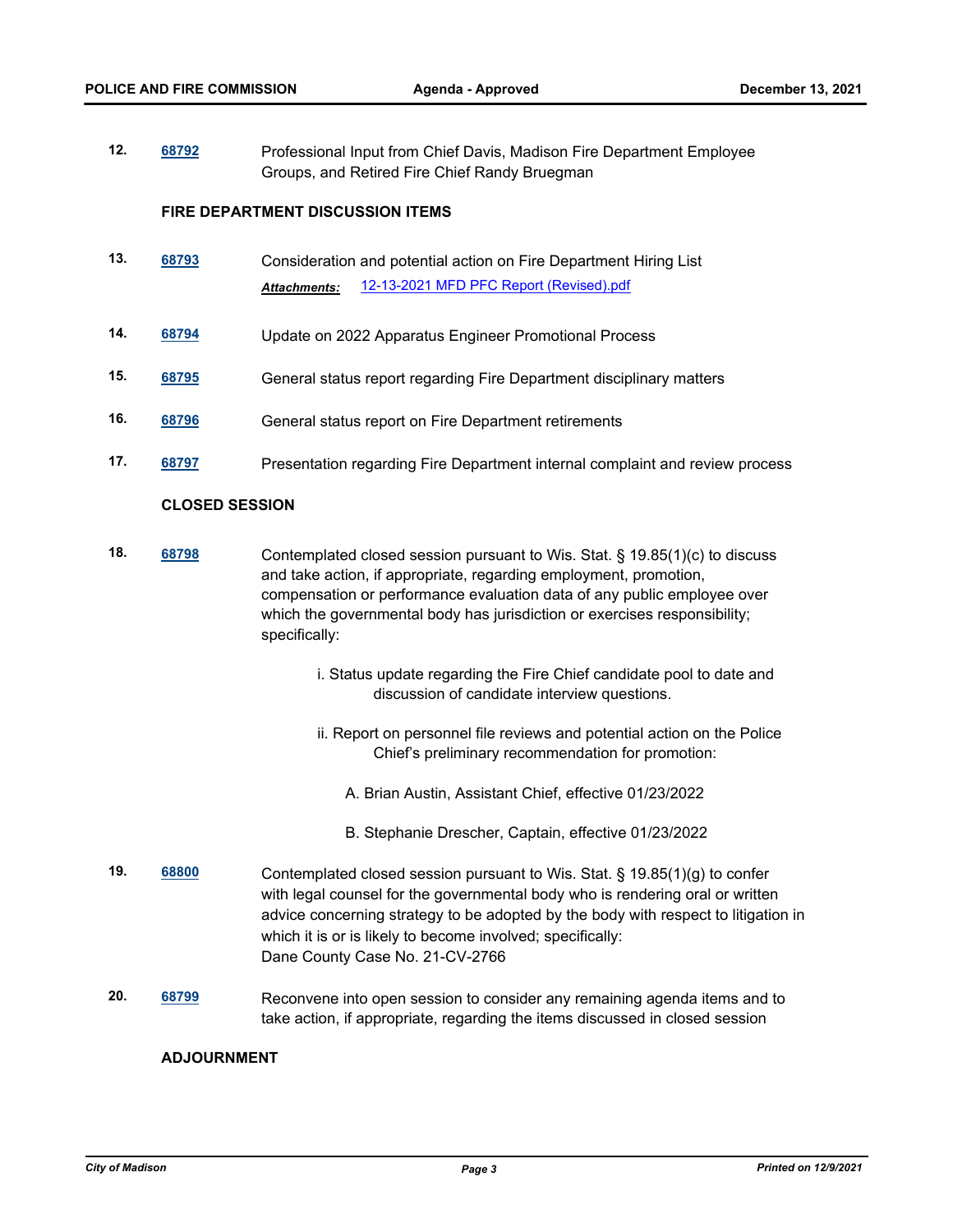12. **68792** Professional Input from Chief Davis, Madison Fire Department Employee Groups, and Retired Fire Chief Randy Bruegman

**FIRE DEPARTMENT DISCUSSION ITEMS**

13. **68793** Consideration and potential action on Fire Department Hiring List

    ***Attachments:*** 12-13-2021 MFD PFC Report (Revised).pdf

14. **68794** Update on 2022 Apparatus Engineer Promotional Process

15. **68795** General status report regarding Fire Department disciplinary matters

16. **68796** General status report on Fire Department retirements

17. **68797** Presentation regarding Fire Department internal complaint and review process

**CLOSED SESSION**

18. **68798** Contemplated closed session pursuant to Wis. Stat. § 19.85(1)(c) to discuss and take action, if appropriate, regarding employment, promotion, compensation or performance evaluation data of any public employee over which the governmental body has jurisdiction or exercises responsibility; specifically:

    i. Status update regarding the Fire Chief candidate pool to date and discussion of candidate interview questions.

    ii. Report on personnel file reviews and potential action on the Police Chief's preliminary recommendation for promotion:

    A. Brian Austin, Assistant Chief, effective 01/23/2022

    B. Stephanie Drescher, Captain, effective 01/23/2022

19. **68800** Contemplated closed session pursuant to Wis. Stat. § 19.85(1)(g) to confer with legal counsel for the governmental body who is rendering oral or written advice concerning strategy to be adopted by the body with respect to litigation in which it is or is likely to become involved; specifically:
    Dane County Case No. 21-CV-2766

20. **68799** Reconvene into open session to consider any remaining agenda items and to take action, if appropriate, regarding the items discussed in closed session

**ADJOURNMENT**